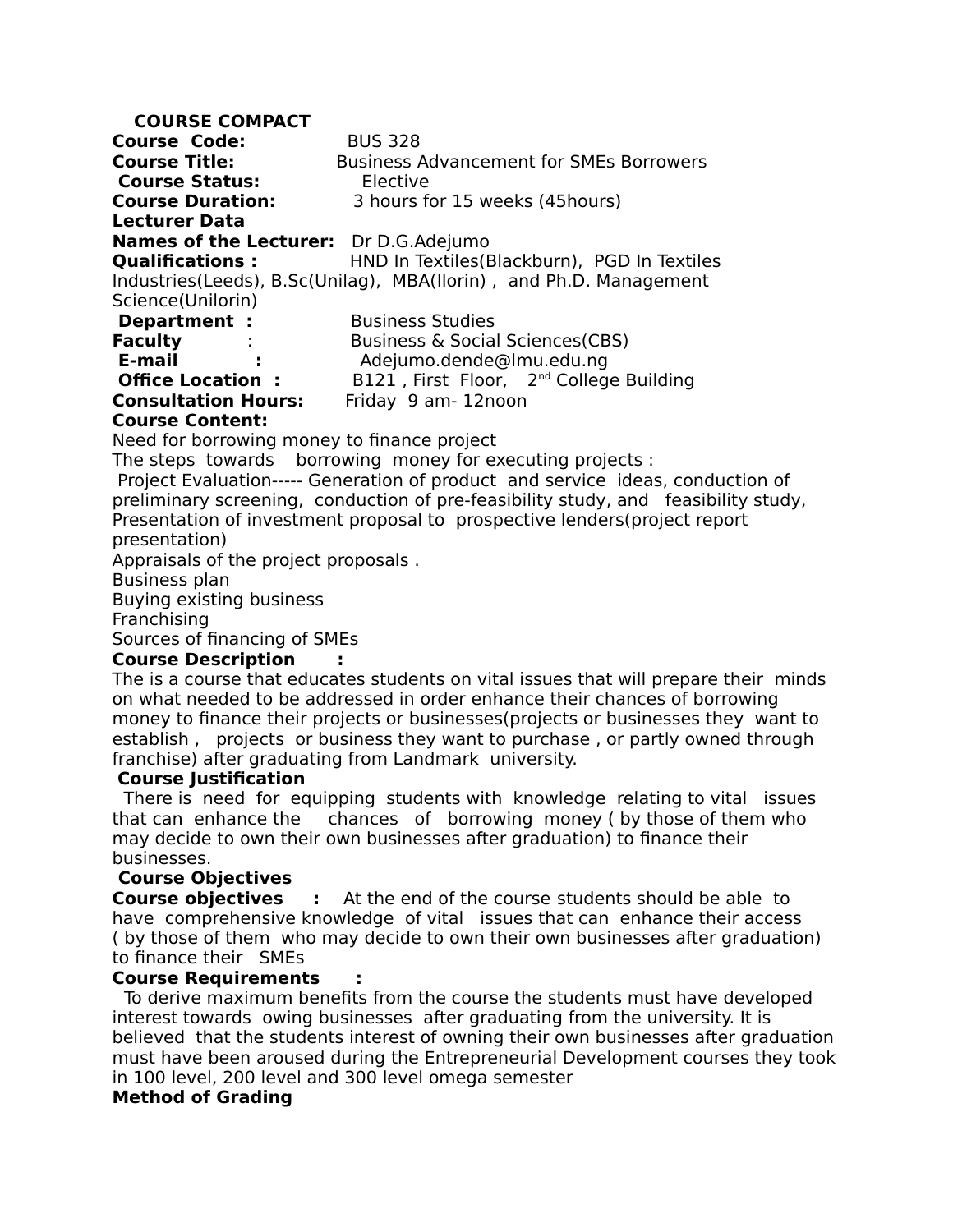# COURSE COMPACT

**Course Code:** BUS 328

**Course Title:** Business Advancement for SMEs Borrowers

**Course Status:** Elective

**Course Duration:** 3 hours for 15 weeks (45hours)

**Lecturer Data**

**Names of the Lecturer:** Dr D.G.Adejumo

**Qualifications :** HND In Textiles(Blackburn), PGD In Textiles Industries(Leeds), B.Sc(Unilag), MBA(Ilorin) , and Ph.D. Management Science(Unilorin)

**Department :** Business Studies

**Faculty** : Business & Social Sciences(CBS)

**E-mail :** Adejumo.dende@lmu.edu.ng

**Office Location :** B121 , First Floor, 2nd College Building

**Consultation Hours:** Friday 9 am- 12noon

**Course Content:**

Need for borrowing money to finance project

The steps towards borrowing money for executing projects :

Project Evaluation----- Generation of product and service ideas, conduction of preliminary screening, conduction of pre-feasibility study, and feasibility study, Presentation of investment proposal to prospective lenders(project report presentation)

Appraisals of the project proposals .

Business plan

Buying existing business

Franchising

Sources of financing of SMEs

**Course Description :**

The is a course that educates students on vital issues that will prepare their minds on what needed to be addressed in order enhance their chances of borrowing money to finance their projects or businesses(projects or businesses they want to establish , projects or business they want to purchase , or partly owned through franchise) after graduating from Landmark university.

**Course Justification**

There is need for equipping students with knowledge relating to vital issues that can enhance the chances of borrowing money ( by those of them who may decide to own their own businesses after graduation) to finance their businesses.

**Course Objectives**

**Course objectives :** At the end of the course students should be able to have comprehensive knowledge of vital issues that can enhance their access ( by those of them who may decide to own their own businesses after graduation) to finance their SMEs

**Course Requirements :**

To derive maximum benefits from the course the students must have developed interest towards owing businesses after graduating from the university. It is believed that the students interest of owning their own businesses after graduation must have been aroused during the Entrepreneurial Development courses they took in 100 level, 200 level and 300 level omega semester

**Method of Grading**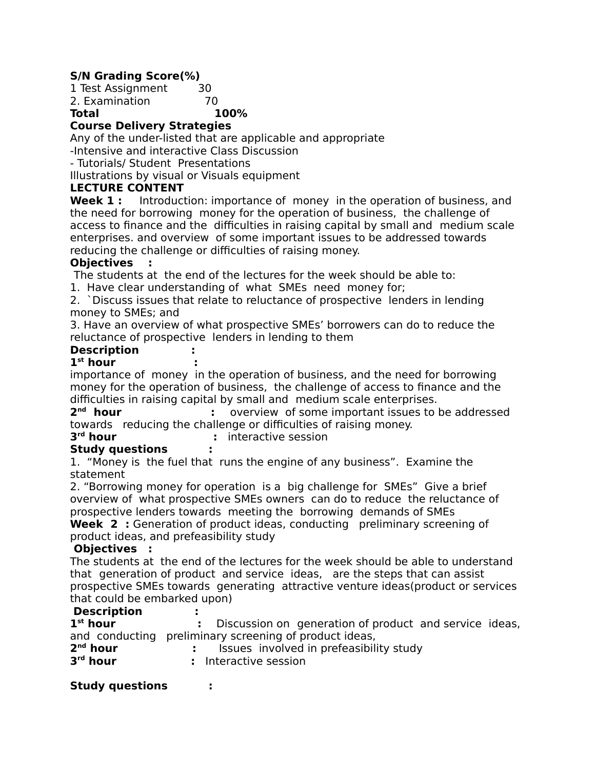| S/N | Grading | Score(%) |
| --- | --- | --- |
| 1 | Test Assignment | 30 |
| 2. | Examination | 70 |
| **Total** | | **100%** |

**Course Delivery Strategies**

Any of the under-listed that are applicable and appropriate

-Intensive and interactive Class Discussion

- Tutorials/ Student Presentations

Illustrations by visual or Visuals equipment

**LECTURE CONTENT**

**Week 1 :** Introduction: importance of money in the operation of business, and the need for borrowing money for the operation of business, the challenge of access to finance and the difficulties in raising capital by small and medium scale enterprises. and overview of some important issues to be addressed towards reducing the challenge or difficulties of raising money.

**Objectives :**

The students at the end of the lectures for the week should be able to:

1. Have clear understanding of what SMEs need money for;
2. `Discuss issues that relate to reluctance of prospective lenders in lending money to SMEs; and
3. Have an overview of what prospective SMEs' borrowers can do to reduce the reluctance of prospective lenders in lending to them

**Description :**

**1st hour :**

importance of money in the operation of business, and the need for borrowing money for the operation of business, the challenge of access to finance and the difficulties in raising capital by small and medium scale enterprises.

**2nd hour :** overview of some important issues to be addressed towards reducing the challenge or difficulties of raising money.

**3rd hour :** interactive session

**Study questions :**

1. "Money is the fuel that runs the engine of any business". Examine the statement
2. "Borrowing money for operation is a big challenge for SMEs" Give a brief overview of what prospective SMEs owners can do to reduce the reluctance of prospective lenders towards meeting the borrowing demands of SMEs

**Week 2 :** Generation of product ideas, conducting preliminary screening of product ideas, and prefeasibility study

**Objectives :**

The students at the end of the lectures for the week should be able to understand that generation of product and service ideas, are the steps that can assist prospective SMEs towards generating attractive venture ideas(product or services that could be embarked upon)

**Description :**

**1st hour :** Discussion on generation of product and service ideas, and conducting preliminary screening of product ideas,

**2nd hour :** Issues involved in prefeasibility study

**3rd hour :** Interactive session

**Study questions :**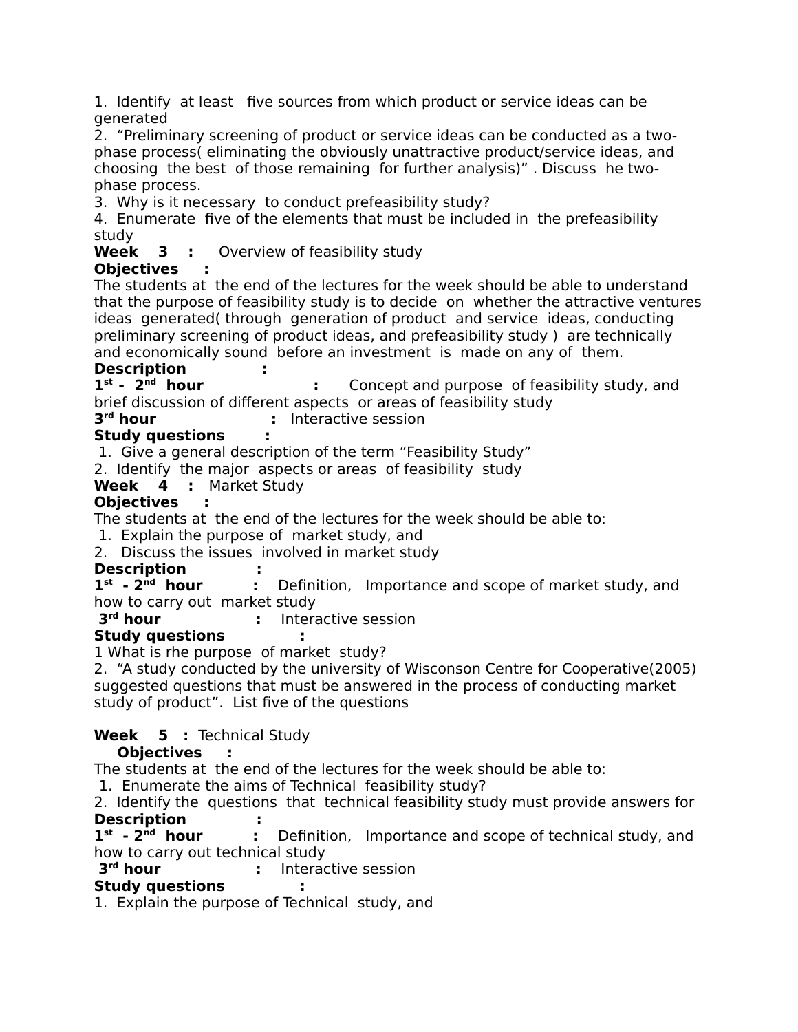1. Identify at least five sources from which product or service ideas can be generated
2. "Preliminary screening of product or service ideas can be conducted as a two-phase process( eliminating the obviously unattractive product/service ideas, and choosing the best of those remaining for further analysis)" . Discuss he two-phase process.
3. Why is it necessary to conduct prefeasibility study?
4. Enumerate five of the elements that must be included in the prefeasibility study

**Week 3 :** Overview of feasibility study

**Objectives :**

The students at the end of the lectures for the week should be able to understand that the purpose of feasibility study is to decide on whether the attractive ventures ideas generated( through generation of product and service ideas, conducting preliminary screening of product ideas, and prefeasibility study ) are technically and economically sound before an investment is made on any of them.

**Description :**

**1st - 2nd hour :** Concept and purpose of feasibility study, and brief discussion of different aspects or areas of feasibility study

**3rd hour :** Interactive session

**Study questions :**

1. Give a general description of the term "Feasibility Study"
2. Identify the major aspects or areas of feasibility study

**Week 4 :** Market Study

**Objectives :**

The students at the end of the lectures for the week should be able to:

1. Explain the purpose of market study, and
2. Discuss the issues involved in market study

**Description :**

**1st - 2nd hour :** Definition, Importance and scope of market study, and how to carry out market study

**3rd hour :** Interactive session

**Study questions :**

1 What is rhe purpose of market study?
2. "A study conducted by the university of Wisconson Centre for Cooperative(2005) suggested questions that must be answered in the process of conducting market study of product". List five of the questions

**Week 5 :** Technical Study

**Objectives :**

The students at the end of the lectures for the week should be able to:

1. Enumerate the aims of Technical feasibility study?
2. Identify the questions that technical feasibility study must provide answers for

**Description :**

**1st - 2nd hour :** Definition, Importance and scope of technical study, and how to carry out technical study

**3rd hour :** Interactive session

**Study questions :**

1. Explain the purpose of Technical study, and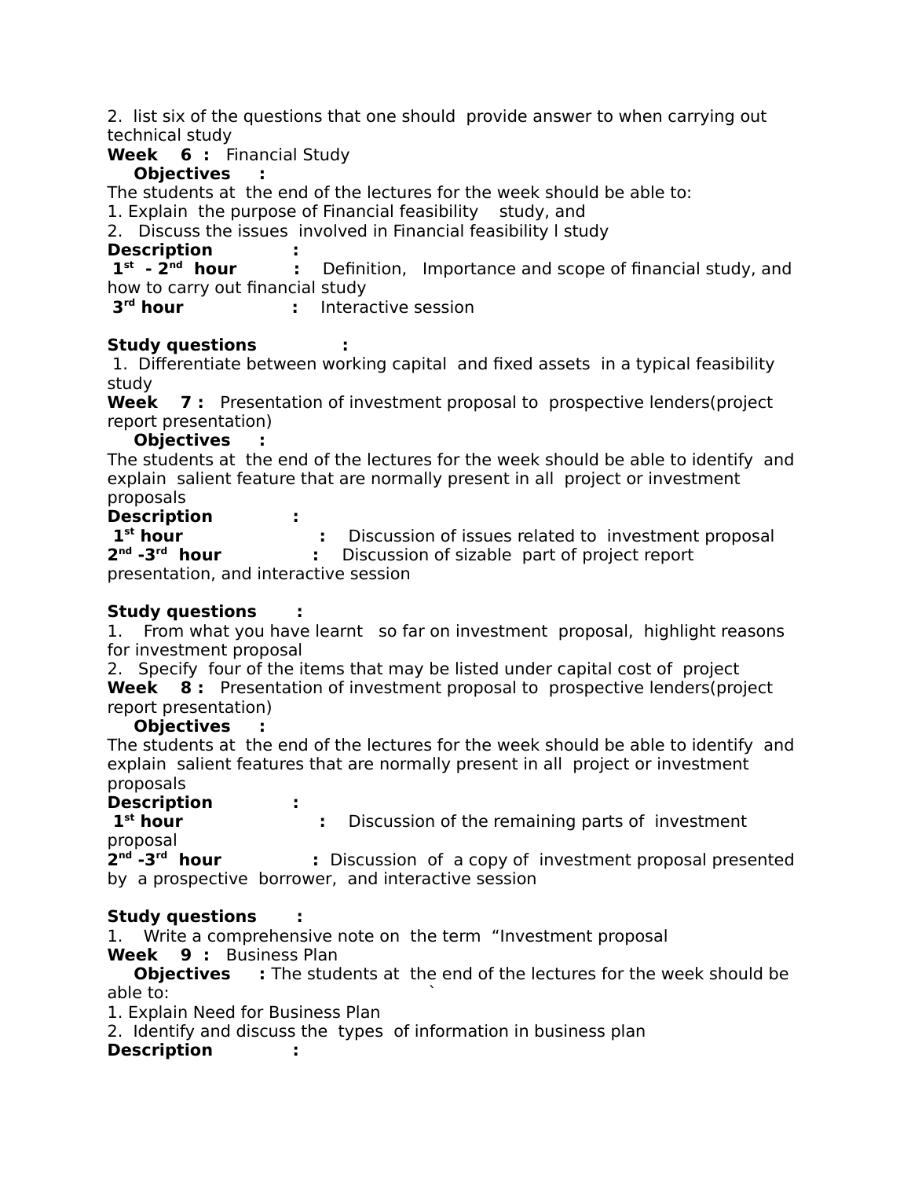2. list six of the questions that one should provide answer to when carrying out technical study

**Week 6 :** Financial Study

**Objectives :**

The students at the end of the lectures for the week should be able to:

1. Explain the purpose of Financial feasibility study, and
2. Discuss the issues involved in Financial feasibility l study

**Description :**

**1st - 2nd hour :** Definition, Importance and scope of financial study, and how to carry out financial study

**3rd hour :** Interactive session

**Study questions :**

1. Differentiate between working capital and fixed assets in a typical feasibility study

**Week 7 :** Presentation of investment proposal to prospective lenders(project report presentation)

**Objectives :**

The students at the end of the lectures for the week should be able to identify and explain salient feature that are normally present in all project or investment proposals

**Description :**

**1st hour :** Discussion of issues related to investment proposal

**2nd -3rd hour :** Discussion of sizable part of project report presentation, and interactive session

**Study questions :**

1. From what you have learnt so far on investment proposal, highlight reasons for investment proposal
2. Specify four of the items that may be listed under capital cost of project

**Week 8 :** Presentation of investment proposal to prospective lenders(project report presentation)

**Objectives :**

The students at the end of the lectures for the week should be able to identify and explain salient features that are normally present in all project or investment proposals

**Description :**

**1st hour :** Discussion of the remaining parts of investment proposal

**2nd -3rd hour :** Discussion of a copy of investment proposal presented by a prospective borrower, and interactive session

**Study questions :**

1. Write a comprehensive note on the term "Investment proposal

**Week 9 :** Business Plan

**Objectives :** The students at the end of the lectures for the week should be able to: `

1. Explain Need for Business Plan
2. Identify and discuss the types of information in business plan

**Description :**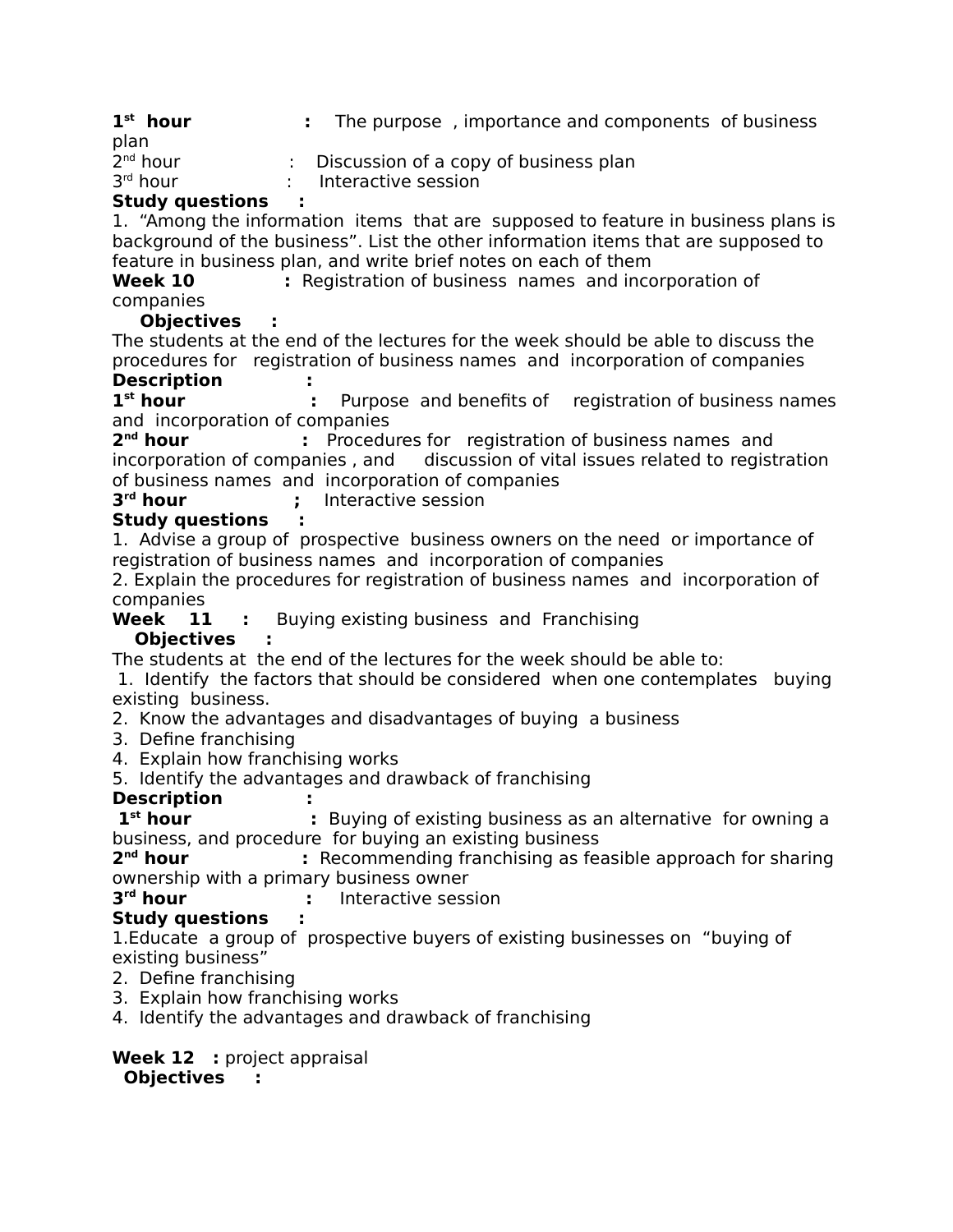**1st hour** : The purpose , importance and components of business plan

2nd hour : Discussion of a copy of business plan

3rd hour : Interactive session

**Study questions** :

1. "Among the information items that are supposed to feature in business plans is background of the business". List the other information items that are supposed to feature in business plan, and write brief notes on each of them

**Week 10** : Registration of business names and incorporation of companies

**Objectives** :

The students at the end of the lectures for the week should be able to discuss the procedures for registration of business names and incorporation of companies

**Description** :

**1st hour** : Purpose and benefits of registration of business names and incorporation of companies

**2nd hour** : Procedures for registration of business names and incorporation of companies , and discussion of vital issues related to registration of business names and incorporation of companies

**3rd hour** ; Interactive session

**Study questions** :

1. Advise a group of prospective business owners on the need or importance of registration of business names and incorporation of companies
2. Explain the procedures for registration of business names and incorporation of companies

**Week 11** : Buying existing business and Franchising

**Objectives** :

The students at the end of the lectures for the week should be able to:

1. Identify the factors that should be considered when one contemplates buying existing business.
2. Know the advantages and disadvantages of buying a business
3. Define franchising
4. Explain how franchising works
5. Identify the advantages and drawback of franchising

**Description** :

**1st hour** : Buying of existing business as an alternative for owning a business, and procedure for buying an existing business

**2nd hour** : Recommending franchising as feasible approach for sharing ownership with a primary business owner

**3rd hour** : Interactive session

**Study questions** :

1. Educate a group of prospective buyers of existing businesses on "buying of existing business"
2. Define franchising
3. Explain how franchising works
4. Identify the advantages and drawback of franchising

**Week 12** : project appraisal

**Objectives** :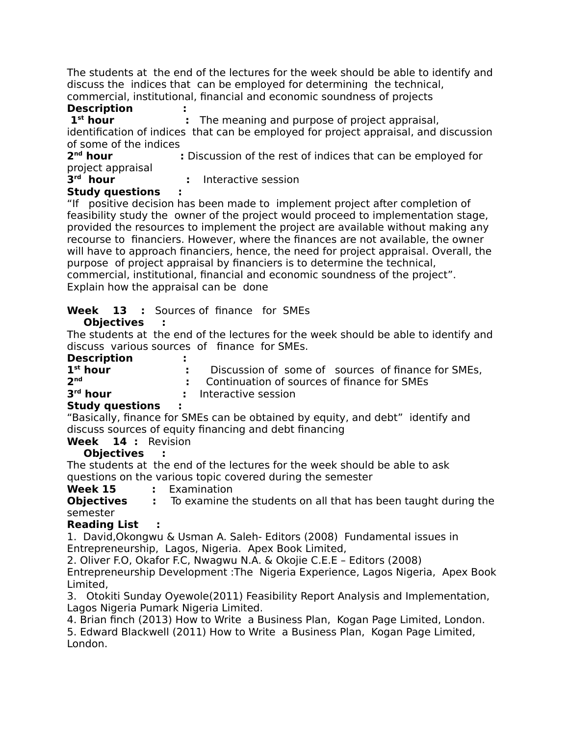The students at the end of the lectures for the week should be able to identify and discuss the indices that can be employed for determining the technical, commercial, institutional, financial and economic soundness of projects

**Description :**

**1st hour :** The meaning and purpose of project appraisal, identification of indices that can be employed for project appraisal, and discussion of some of the indices

**2nd hour :** Discussion of the rest of indices that can be employed for project appraisal

**3rd hour :** Interactive session

**Study questions :**

"If positive decision has been made to implement project after completion of feasibility study the owner of the project would proceed to implementation stage, provided the resources to implement the project are available without making any recourse to financiers. However, where the finances are not available, the owner will have to approach financiers, hence, the need for project appraisal. Overall, the purpose of project appraisal by financiers is to determine the technical, commercial, institutional, financial and economic soundness of the project". Explain how the appraisal can be done

**Week 13 :** Sources of finance for SMEs

**Objectives :**

The students at the end of the lectures for the week should be able to identify and discuss various sources of finance for SMEs.

**Description :**

**1st hour :** Discussion of some of sources of finance for SMEs,

**2nd :** Continuation of sources of finance for SMEs

**3rd hour :** Interactive session

**Study questions :**

"Basically, finance for SMEs can be obtained by equity, and debt" identify and discuss sources of equity financing and debt financing

**Week 14 :** Revision

**Objectives :**

The students at the end of the lectures for the week should be able to ask questions on the various topic covered during the semester

**Week 15 :** Examination

**Objectives :** To examine the students on all that has been taught during the semester

**Reading List :**

1. David,Okongwu & Usman A. Saleh- Editors (2008) Fundamental issues in Entrepreneurship, Lagos, Nigeria. Apex Book Limited,
2. Oliver F.O, Okafor F.C, Nwagwu N.A. & Okojie C.E.E – Editors (2008) Entrepreneurship Development :The Nigeria Experience, Lagos Nigeria, Apex Book Limited,
3. Otokiti Sunday Oyewole(2011) Feasibility Report Analysis and Implementation, Lagos Nigeria Pumark Nigeria Limited.
4. Brian finch (2013) How to Write a Business Plan, Kogan Page Limited, London.
5. Edward Blackwell (2011) How to Write a Business Plan, Kogan Page Limited, London.